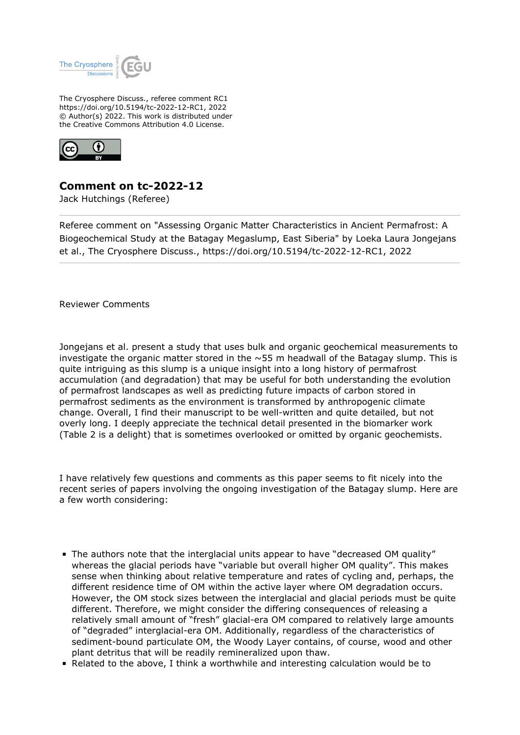The Cryosphere Discuss., referee comment RC1
https://doi.org/10.5194/tc-2022-12-RC1, 2022
© Author(s) 2022. This work is distributed under
the Creative Commons Attribution 4.0 License.

## Comment on tc-2022-12

Jack Hutchings (Referee)

Referee comment on "Assessing Organic Matter Characteristics in Ancient Permafrost: A Biogeochemical Study at the Batagay Megaslump, East Siberia" by Loeka Laura Jongejans et al., The Cryosphere Discuss., https://doi.org/10.5194/tc-2022-12-RC1, 2022

Reviewer Comments

Jongejans et al. present a study that uses bulk and organic geochemical measurements to investigate the organic matter stored in the ~55 m headwall of the Batagay slump. This is quite intriguing as this slump is a unique insight into a long history of permafrost accumulation (and degradation) that may be useful for both understanding the evolution of permafrost landscapes as well as predicting future impacts of carbon stored in permafrost sediments as the environment is transformed by anthropogenic climate change. Overall, I find their manuscript to be well-written and quite detailed, but not overly long. I deeply appreciate the technical detail presented in the biomarker work (Table 2 is a delight) that is sometimes overlooked or omitted by organic geochemists.

I have relatively few questions and comments as this paper seems to fit nicely into the recent series of papers involving the ongoing investigation of the Batagay slump. Here are a few worth considering:

- The authors note that the interglacial units appear to have "decreased OM quality" whereas the glacial periods have "variable but overall higher OM quality". This makes sense when thinking about relative temperature and rates of cycling and, perhaps, the different residence time of OM within the active layer where OM degradation occurs. However, the OM stock sizes between the interglacial and glacial periods must be quite different. Therefore, we might consider the differing consequences of releasing a relatively small amount of "fresh" glacial-era OM compared to relatively large amounts of "degraded" interglacial-era OM. Additionally, regardless of the characteristics of sediment-bound particulate OM, the Woody Layer contains, of course, wood and other plant detritus that will be readily remineralized upon thaw.
- Related to the above, I think a worthwhile and interesting calculation would be to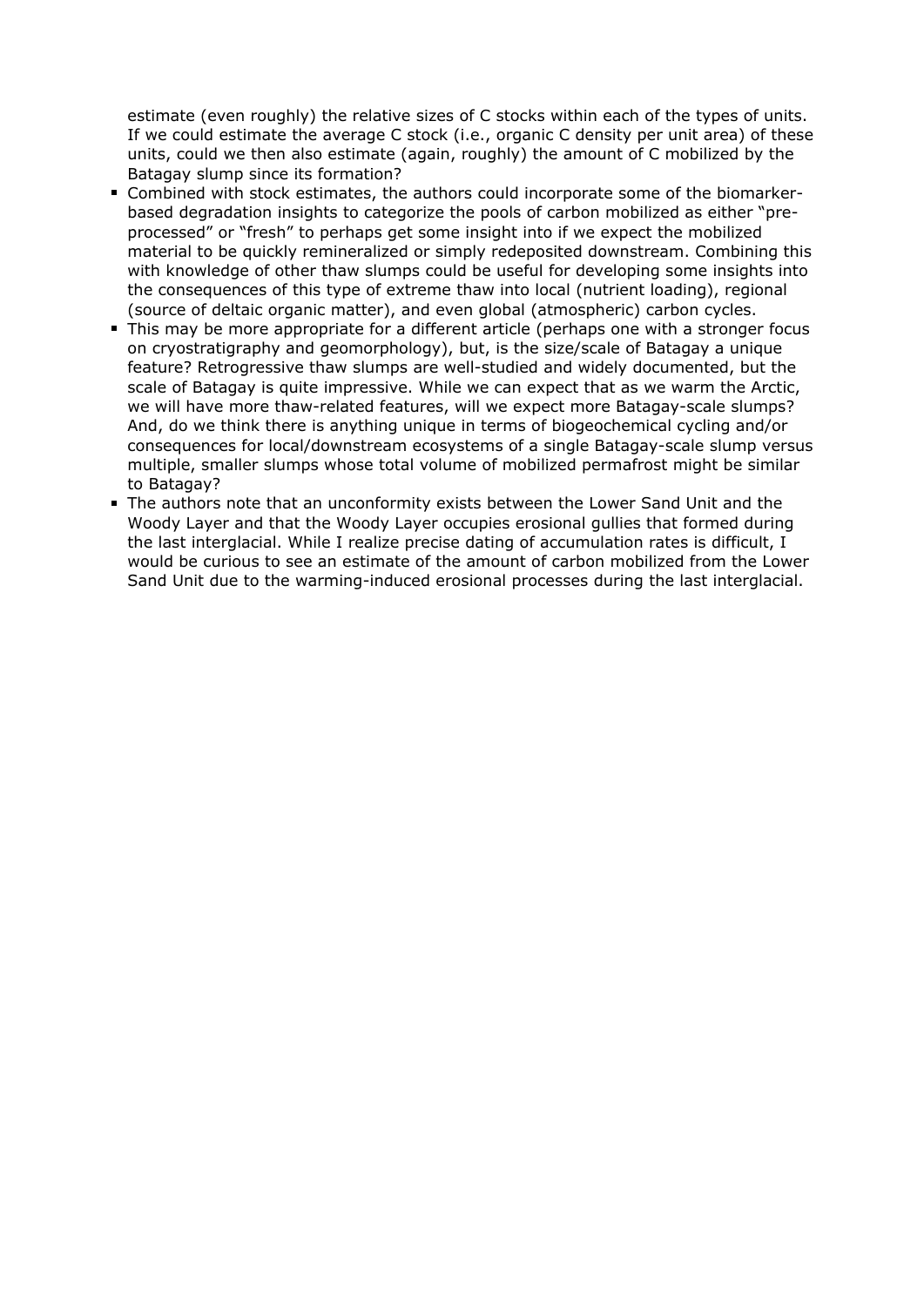estimate (even roughly) the relative sizes of C stocks within each of the types of units. If we could estimate the average C stock (i.e., organic C density per unit area) of these units, could we then also estimate (again, roughly) the amount of C mobilized by the Batagay slump since its formation?

- Combined with stock estimates, the authors could incorporate some of the biomarker-based degradation insights to categorize the pools of carbon mobilized as either "pre-processed" or "fresh" to perhaps get some insight into if we expect the mobilized material to be quickly remineralized or simply redeposited downstream. Combining this with knowledge of other thaw slumps could be useful for developing some insights into the consequences of this type of extreme thaw into local (nutrient loading), regional (source of deltaic organic matter), and even global (atmospheric) carbon cycles.
- This may be more appropriate for a different article (perhaps one with a stronger focus on cryostratigraphy and geomorphology), but, is the size/scale of Batagay a unique feature? Retrogressive thaw slumps are well-studied and widely documented, but the scale of Batagay is quite impressive. While we can expect that as we warm the Arctic, we will have more thaw-related features, will we expect more Batagay-scale slumps? And, do we think there is anything unique in terms of biogeochemical cycling and/or consequences for local/downstream ecosystems of a single Batagay-scale slump versus multiple, smaller slumps whose total volume of mobilized permafrost might be similar to Batagay?
- The authors note that an unconformity exists between the Lower Sand Unit and the Woody Layer and that the Woody Layer occupies erosional gullies that formed during the last interglacial. While I realize precise dating of accumulation rates is difficult, I would be curious to see an estimate of the amount of carbon mobilized from the Lower Sand Unit due to the warming-induced erosional processes during the last interglacial.